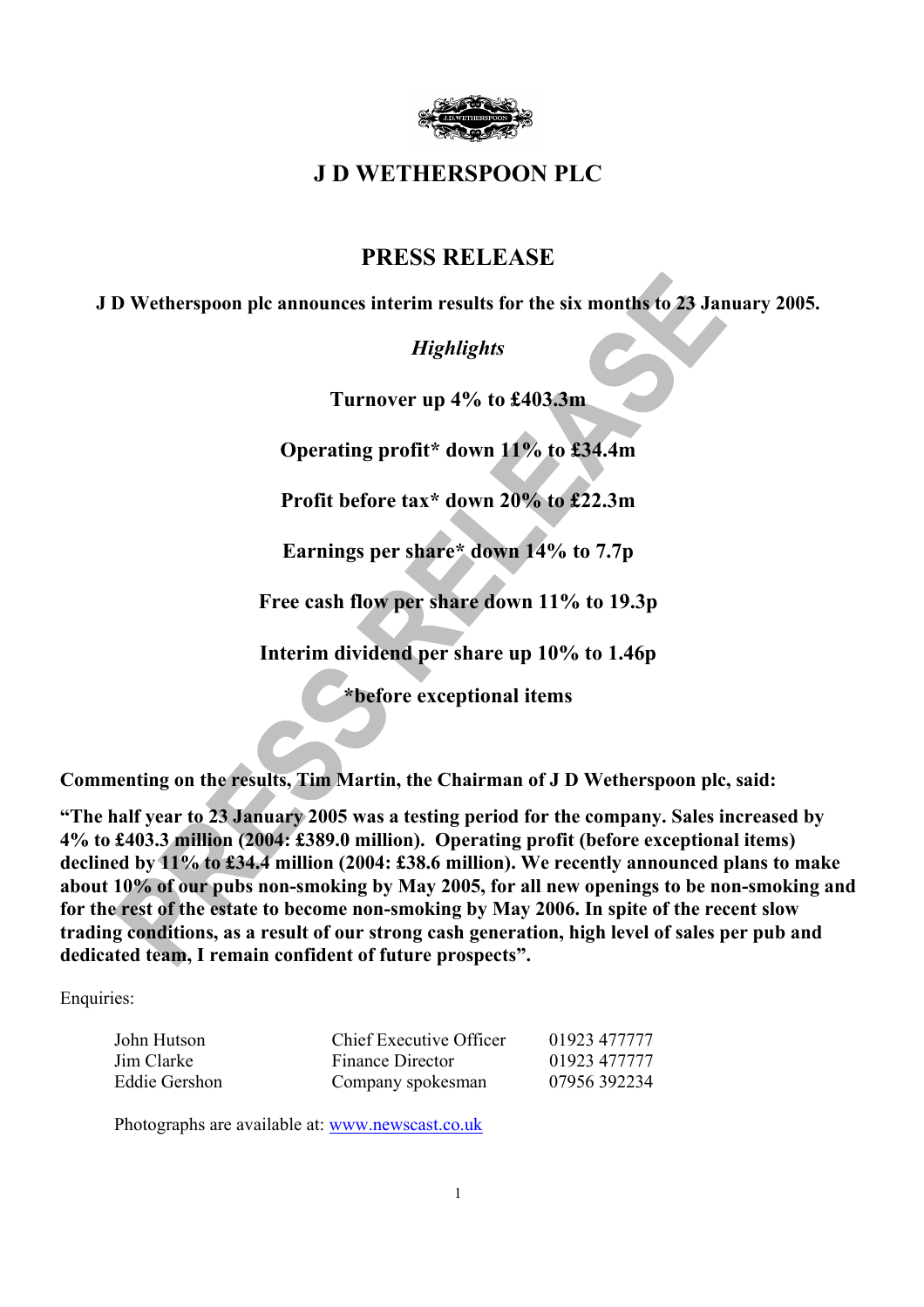# J D WETHERSPOON PLC

## PRESS RELEASE

**J D Wetherspoon plc announces interim results for the six months to 23 January 2025.**

***Highlights***

**Turnover up 4% to £403.3m**

**Operating profit* down 11% to £34.4m**

**Profit before tax* down 20% to £22.3m**

**Earnings per share* down 14% to 7.7p**

**Free cash flow per share down 11% to 19.3p**

**Interim dividend per share up 10% to 1.46p**

***before exceptional items**

**Commenting on the results, Tim Martin, the Chairman of J D Wetherspoon plc, said:**

**"The half year to 23 January 2005 was a testing period for the company. Sales increased by 4% to £403.3 million (2004: £389.0 million). Operating profit (before exceptional items) declined by 11% to £34.4 million (2004: £38.6 million). We recently announced plans to make about 10% of our pubs non-smoking by May 2005, for all new openings to be non-smoking and for the rest of the estate to become non-smoking by May 2006. In spite of the recent slow trading conditions, as a result of our strong cash generation, high level of sales per pub and dedicated team, I remain confident of future prospects".**

Enquiries:

| | | |
|---|---|---|
| John Hutson | Chief Executive Officer | 01923 477777 |
| Jim Clarke | Finance Director | 01923 477777 |
| Eddie Gershon | Company spokesman | 07956 392234 |

Photographs are available at: www.newscast.co.uk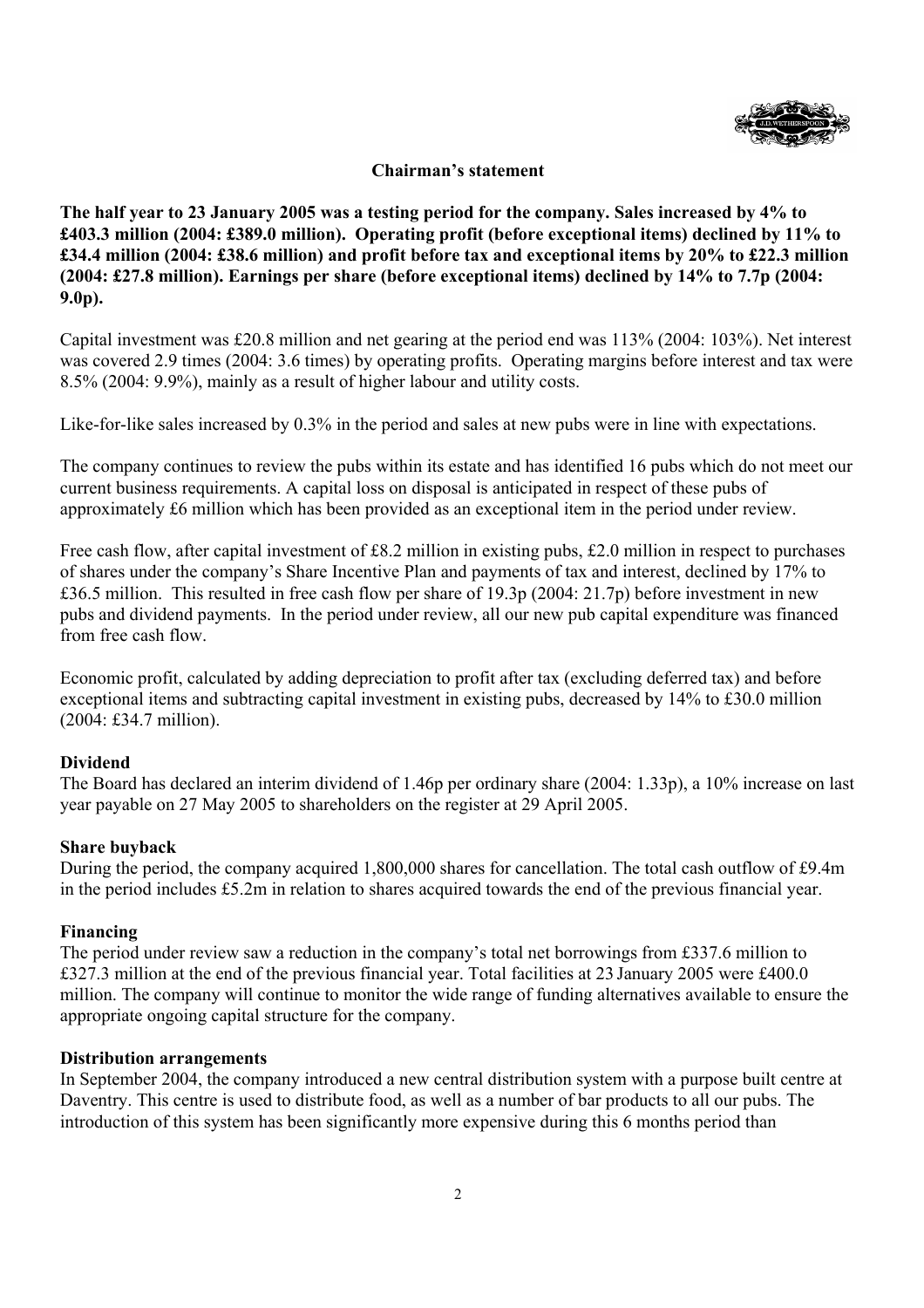## Chairman's statement

**The half year to 23 January 2005 was a testing period for the company. Sales increased by 4% to £403.3 million (2004: £389.0 million). Operating profit (before exceptional items) declined by 11% to £34.4 million (2004: £38.6 million) and profit before tax and exceptional items by 20% to £22.3 million (2004: £27.8 million). Earnings per share (before exceptional items) declined by 14% to 7.7p (2004: 9.0p).**

Capital investment was £20.8 million and net gearing at the period end was 113% (2004: 103%). Net interest was covered 2.9 times (2004: 3.6 times) by operating profits. Operating margins before interest and tax were 8.5% (2004: 9.9%), mainly as a result of higher labour and utility costs.

Like-for-like sales increased by 0.3% in the period and sales at new pubs were in line with expectations.

The company continues to review the pubs within its estate and has identified 16 pubs which do not meet our current business requirements. A capital loss on disposal is anticipated in respect of these pubs of approximately £6 million which has been provided as an exceptional item in the period under review.

Free cash flow, after capital investment of £8.2 million in existing pubs, £2.0 million in respect to purchases of shares under the company's Share Incentive Plan and payments of tax and interest, declined by 17% to £36.5 million. This resulted in free cash flow per share of 19.3p (2004: 21.7p) before investment in new pubs and dividend payments. In the period under review, all our new pub capital expenditure was financed from free cash flow.

Economic profit, calculated by adding depreciation to profit after tax (excluding deferred tax) and before exceptional items and subtracting capital investment in existing pubs, decreased by 14% to £30.0 million (2004: £34.7 million).

**Dividend**

The Board has declared an interim dividend of 1.46p per ordinary share (2004: 1.33p), a 10% increase on last year payable on 27 May 2005 to shareholders on the register at 29 April 2005.

**Share buyback**

During the period, the company acquired 1,800,000 shares for cancellation. The total cash outflow of £9.4m in the period includes £5.2m in relation to shares acquired towards the end of the previous financial year.

**Financing**

The period under review saw a reduction in the company's total net borrowings from £337.6 million to £327.3 million at the end of the previous financial year. Total facilities at 23 January 2005 were £400.0 million. The company will continue to monitor the wide range of funding alternatives available to ensure the appropriate ongoing capital structure for the company.

**Distribution arrangements**

In September 2004, the company introduced a new central distribution system with a purpose built centre at Daventry. This centre is used to distribute food, as well as a number of bar products to all our pubs. The introduction of this system has been significantly more expensive during this 6 months period than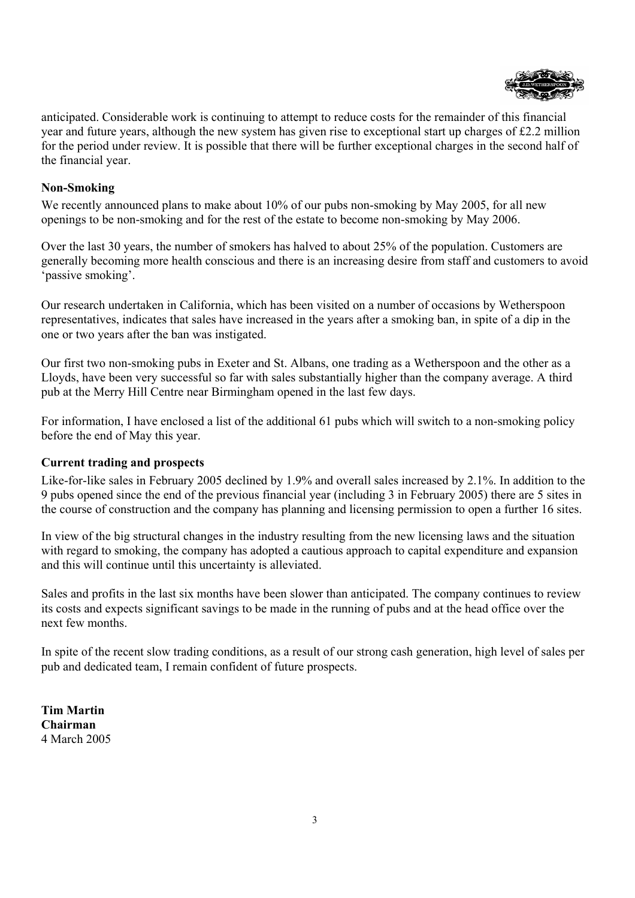anticipated. Considerable work is continuing to attempt to reduce costs for the remainder of this financial year and future years, although the new system has given rise to exceptional start up charges of £2.2 million for the period under review. It is possible that there will be further exceptional charges in the second half of the financial year.

**Non-Smoking**

We recently announced plans to make about 10% of our pubs non-smoking by May 2005, for all new openings to be non-smoking and for the rest of the estate to become non-smoking by May 2006.

Over the last 30 years, the number of smokers has halved to about 25% of the population. Customers are generally becoming more health conscious and there is an increasing desire from staff and customers to avoid 'passive smoking'.

Our research undertaken in California, which has been visited on a number of occasions by Wetherspoon representatives, indicates that sales have increased in the years after a smoking ban, in spite of a dip in the one or two years after the ban was instigated.

Our first two non-smoking pubs in Exeter and St. Albans, one trading as a Wetherspoon and the other as a Lloyds, have been very successful so far with sales substantially higher than the company average. A third pub at the Merry Hill Centre near Birmingham opened in the last few days.

For information, I have enclosed a list of the additional 61 pubs which will switch to a non-smoking policy before the end of May this year.

**Current trading and prospects**

Like-for-like sales in February 2005 declined by 1.9% and overall sales increased by 2.1%. In addition to the 9 pubs opened since the end of the previous financial year (including 3 in February 2005) there are 5 sites in the course of construction and the company has planning and licensing permission to open a further 16 sites.

In view of the big structural changes in the industry resulting from the new licensing laws and the situation with regard to smoking, the company has adopted a cautious approach to capital expenditure and expansion and this will continue until this uncertainty is alleviated.

Sales and profits in the last six months have been slower than anticipated. The company continues to review its costs and expects significant savings to be made in the running of pubs and at the head office over the next few months.

In spite of the recent slow trading conditions, as a result of our strong cash generation, high level of sales per pub and dedicated team, I remain confident of future prospects.

**Tim Martin**
**Chairman**
4 March 2005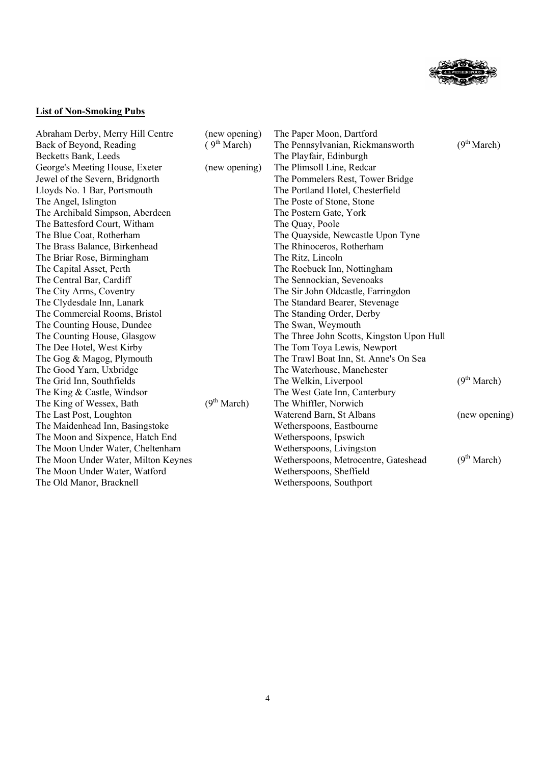**List of Non-Smoking Pubs**

| | | | |
|---|---|---|---|
| Abraham Derby, Merry Hill Centre | (new opening) | The Paper Moon, Dartford | |
| Back of Beyond, Reading | (9th March) | The Pennsylvanian, Rickmansworth | (9th March) |
| Becketts Bank, Leeds | | The Playfair, Edinburgh | |
| George's Meeting House, Exeter | (new opening) | The Plimsoll Line, Redcar | |
| Jewel of the Severn, Bridgnorth | | The Pommelers Rest, Tower Bridge | |
| Lloyds No. 1 Bar, Portsmouth | | The Portland Hotel, Chesterfield | |
| The Angel, Islington | | The Poste of Stone, Stone | |
| The Archibald Simpson, Aberdeen | | The Postern Gate, York | |
| The Battesford Court, Witham | | The Quay, Poole | |
| The Blue Coat, Rotherham | | The Quayside, Newcastle Upon Tyne | |
| The Brass Balance, Birkenhead | | The Rhinoceros, Rotherham | |
| The Briar Rose, Birmingham | | The Ritz, Lincoln | |
| The Capital Asset, Perth | | The Roebuck Inn, Nottingham | |
| The Central Bar, Cardiff | | The Sennockian, Sevenoaks | |
| The City Arms, Coventry | | The Sir John Oldcastle, Farringdon | |
| The Clydesdale Inn, Lanark | | The Standard Bearer, Stevenage | |
| The Commercial Rooms, Bristol | | The Standing Order, Derby | |
| The Counting House, Dundee | | The Swan, Weymouth | |
| The Counting House, Glasgow | | The Three John Scotts, Kingston Upon Hull | |
| The Dee Hotel, West Kirby | | The Tom Toya Lewis, Newport | |
| The Gog & Magog, Plymouth | | The Trawl Boat Inn, St. Anne's On Sea | |
| The Good Yarn, Uxbridge | | The Waterhouse, Manchester | |
| The Grid Inn, Southfields | | The Welkin, Liverpool | (9th March) |
| The King & Castle, Windsor | | The West Gate Inn, Canterbury | |
| The King of Wessex, Bath | (9th March) | The Whiffler, Norwich | |
| The Last Post, Loughton | | Waterend Barn, St Albans | (new opening) |
| The Maidenhead Inn, Basingstoke | | Wetherspoons, Eastbourne | |
| The Moon and Sixpence, Hatch End | | Wetherspoons, Ipswich | |
| The Moon Under Water, Cheltenham | | Wetherspoons, Livingston | |
| The Moon Under Water, Milton Keynes | | Wetherspoons, Metrocentre, Gateshead | (9th March) |
| The Moon Under Water, Watford | | Wetherspoons, Sheffield | |
| The Old Manor, Bracknell | | Wetherspoons, Southport | |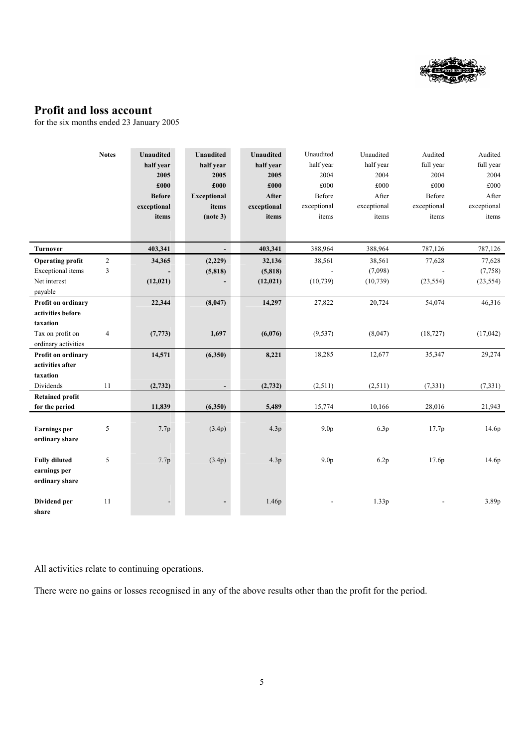## Profit and loss account

for the six months ended 23 January 2005

| | Notes | Unaudited half year 2005 £000 Before exceptional items | Unaudited half year 2005 £000 Exceptional items (note 3) | Unaudited half year 2005 £000 After exceptional items | Unaudited half year 2004 £000 Before exceptional items | Unaudited half year 2004 £000 After exceptional items | Audited full year 2004 £000 Before exceptional items | Audited full year 2004 £000 After exceptional items |
|---|---|---|---|---|---|---|---|---|
| **Turnover** | | **403,341** | **-** | **403,341** | 388,964 | 388,964 | 787,126 | 787,126 |
| **Operating profit** | 2 | **34,365** | **(2,229)** | **32,136** | 38,561 | 38,561 | 77,628 | 77,628 |
| Exceptional items | 3 | **-** | **(5,818)** | **(5,818)** | - | (7,098) | - | (7,758) |
| Net interest payable | | **(12,021)** | **-** | **(12,021)** | (10,739) | (10,739) | (23,554) | (23,554) |
| **Profit on ordinary activities before taxation** | | **22,344** | **(8,047)** | **14,297** | 27,822 | 20,724 | 54,074 | 46,316 |
| Tax on profit on ordinary activities | 4 | **(7,773)** | **1,697** | **(6,076)** | (9,537) | (8,047) | (18,727) | (17,042) |
| **Profit on ordinary activities after taxation** | | **14,571** | **(6,350)** | **8,221** | 18,285 | 12,677 | 35,347 | 29,274 |
| Dividends | 11 | **(2,732)** | **-** | **(2,732)** | (2,511) | (2,511) | (7,331) | (7,331) |
| **Retained profit for the period** | | **11,839** | **(6,350)** | **5,489** | 15,774 | 10,166 | 28,016 | 21,943 |
| **Earnings per ordinary share** | 5 | 7.7p | (3.4p) | 4.3p | 9.0p | 6.3p | 17.7p | 14.6p |
| **Fully diluted earnings per ordinary share** | 5 | 7.7p | (3.4p) | 4.3p | 9.0p | 6.2p | 17.6p | 14.6p |
| **Dividend per share** | 11 | - | **-** | 1.46p | - | 1.33p | - | 3.89p |

All activities relate to continuing operations.

There were no gains or losses recognised in any of the above results other than the profit for the period.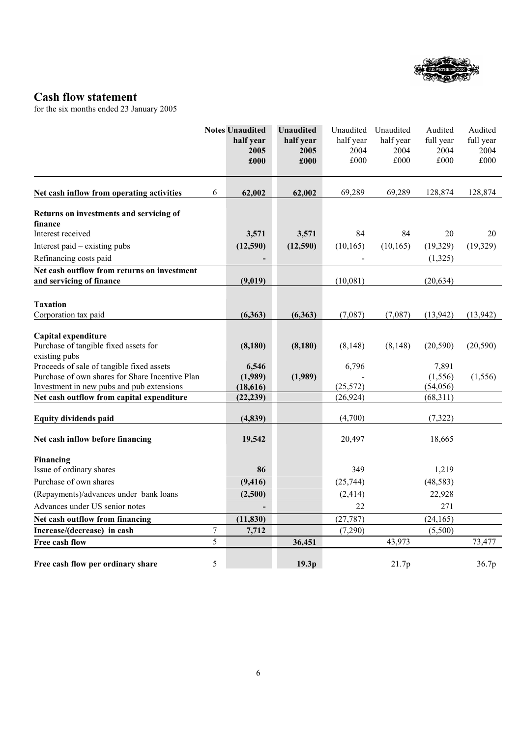## Cash flow statement

for the six months ended 23 January 2005

| | Notes | Unaudited half year 2005 £000 | Unaudited half year 2005 £000 | Unaudited half year 2004 £000 | Unaudited half year 2004 £000 | Audited full year 2004 £000 | Audited full year 2004 £000 |
|---|---|---|---|---|---|---|---|
| **Net cash inflow from operating activities** | 6 | **62,002** | **62,002** | 69,289 | 69,289 | 128,874 | 128,874 |
| **Returns on investments and servicing of finance** | | | | | | | |
| Interest received | | **3,571** | **3,571** | 84 | 84 | 20 | 20 |
| Interest paid – existing pubs | | **(12,590)** | **(12,590)** | (10,165) | (10,165) | (19,329) | (19,329) |
| Refinancing costs paid | | **-** | | - | | (1,325) | |
| **Net cash outflow from returns on investment and servicing of finance** | | **(9,019)** | | (10,081) | | (20,634) | |
| **Taxation** | | | | | | | |
| Corporation tax paid | | **(6,363)** | **(6,363)** | (7,087) | (7,087) | (13,942) | (13,942) |
| **Capital expenditure** | | | | | | | |
| Purchase of tangible fixed assets for existing pubs | | **(8,180)** | **(8,180)** | (8,148) | (8,148) | (20,590) | (20,590) |
| Proceeds of sale of tangible fixed assets | | **6,546** | | 6,796 | | 7,891 | |
| Purchase of own shares for Share Incentive Plan | | **(1,989)** | **(1,989)** | - | | (1,556) | (1,556) |
| Investment in new pubs and pub extensions | | **(18,616)** | | (25,572) | | (54,056) | |
| **Net cash outflow from capital expenditure** | | **(22,239)** | | (26,924) | | (68,311) | |
| **Equity dividends paid** | | **(4,839)** | | (4,700) | | (7,322) | |
| **Net cash inflow before financing** | | **19,542** | | 20,497 | | 18,665 | |
| **Financing** | | | | | | | |
| Issue of ordinary shares | | **86** | | 349 | | 1,219 | |
| Purchase of own shares | | **(9,416)** | | (25,744) | | (48,583) | |
| (Repayments)/advances under bank loans | | **(2,500)** | | (2,414) | | 22,928 | |
| Advances under US senior notes | | **-** | | 22 | | 271 | |
| **Net cash outflow from financing** | | **(11,830)** | | (27,787) | | (24,165) | |
| **Increase/(decrease) in cash** | 7 | **7,712** | | (7,290) | | (5,500) | |
| **Free cash flow** | 5 | | **36,451** | | 43,973 | | 73,477 |
| **Free cash flow per ordinary share** | 5 | | **19.3p** | | 21.7p | | 36.7p |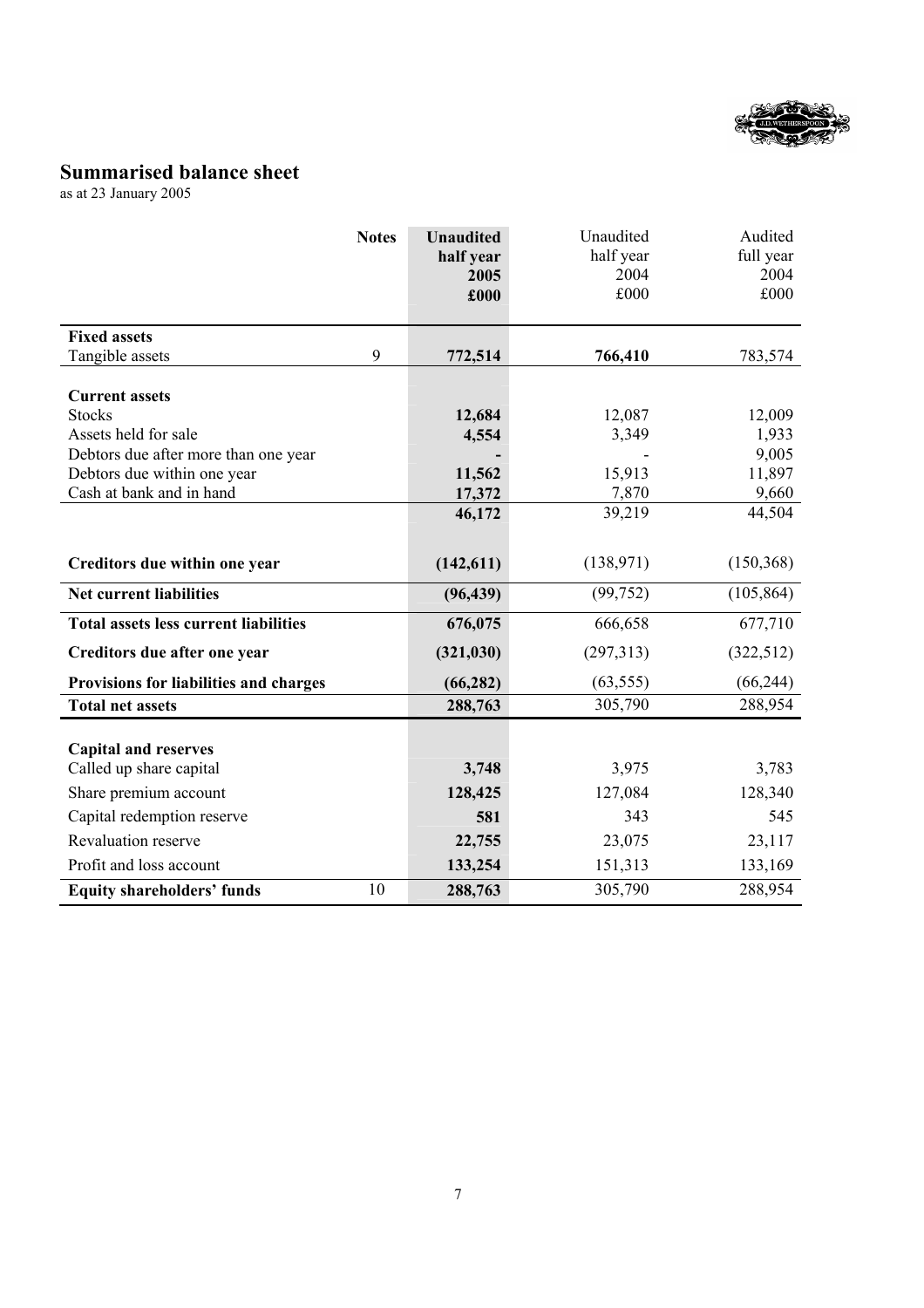## Summarised balance sheet

as at 23 January 2005

| | Notes | **Unaudited half year 2005 £000** | Unaudited half year 2004 £000 | Audited full year 2004 £000 |
|---|---|---|---|---|
| **Fixed assets** | | | | |
| Tangible assets | 9 | **772,514** | **766,410** | 783,574 |
| **Current assets** | | | | |
| Stocks | | **12,684** | 12,087 | 12,009 |
| Assets held for sale | | **4,554** | 3,349 | 1,933 |
| Debtors due after more than one year | | **-** | - | 9,005 |
| Debtors due within one year | | **11,562** | 15,913 | 11,897 |
| Cash at bank and in hand | | **17,372** | 7,870 | 9,660 |
| | | **46,172** | 39,219 | 44,504 |
| **Creditors due within one year** | | **(142,611)** | (138,971) | (150,368) |
| **Net current liabilities** | | **(96,439)** | (99,752) | (105,864) |
| **Total assets less current liabilities** | | **676,075** | 666,658 | 677,710 |
| **Creditors due after one year** | | **(321,030)** | (297,313) | (322,512) |
| **Provisions for liabilities and charges** | | **(66,282)** | (63,555) | (66,244) |
| **Total net assets** | | **288,763** | 305,790 | 288,954 |
| **Capital and reserves** | | | | |
| Called up share capital | | **3,748** | 3,975 | 3,783 |
| Share premium account | | **128,425** | 127,084 | 128,340 |
| Capital redemption reserve | | **581** | 343 | 545 |
| Revaluation reserve | | **22,755** | 23,075 | 23,117 |
| Profit and loss account | | **133,254** | 151,313 | 133,169 |
| **Equity shareholders' funds** | 10 | **288,763** | 305,790 | 288,954 |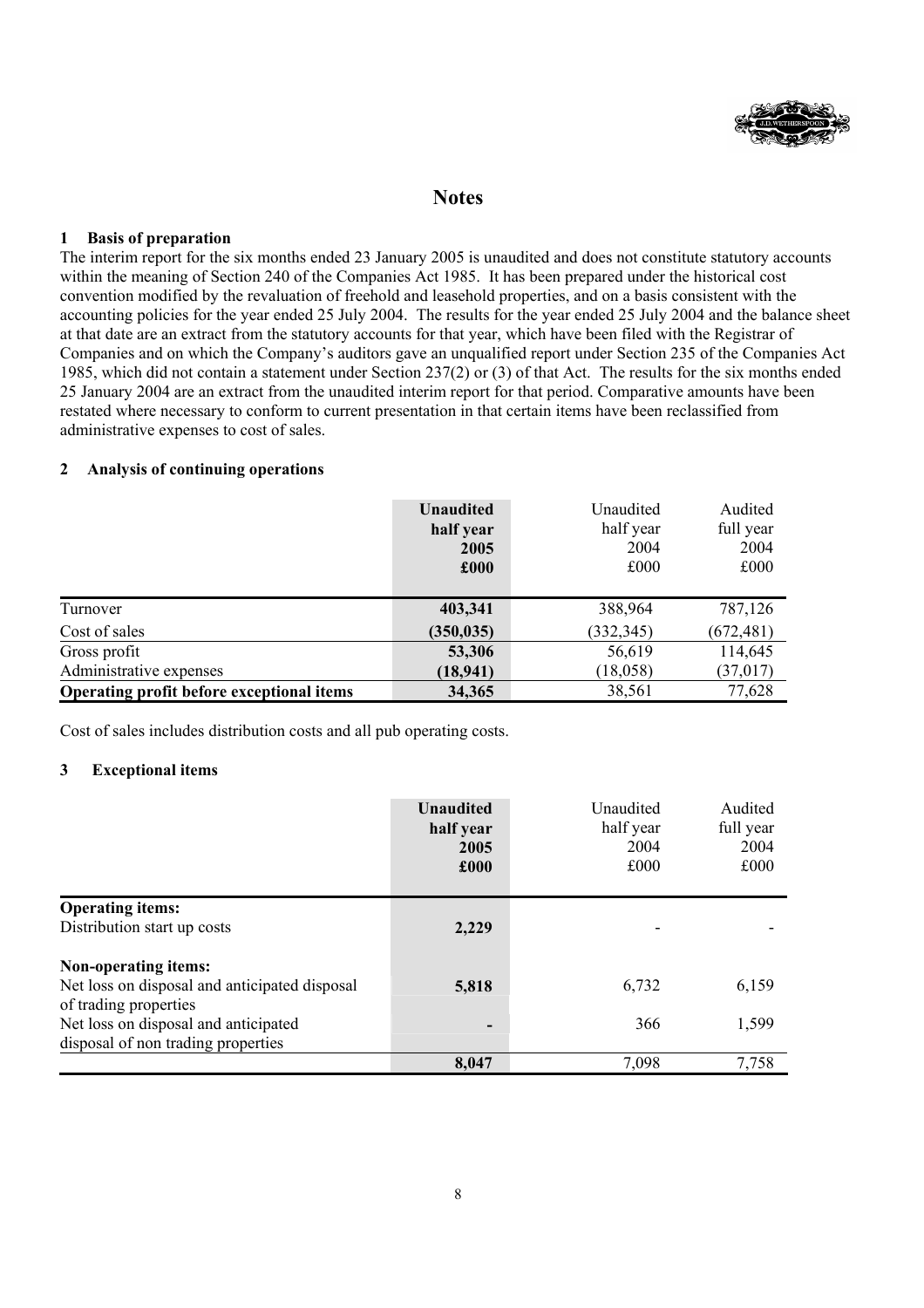# Notes

## 1 Basis of preparation

The interim report for the six months ended 23 January 2005 is unaudited and does not constitute statutory accounts within the meaning of Section 240 of the Companies Act 1985. It has been prepared under the historical cost convention modified by the revaluation of freehold and leasehold properties, and on a basis consistent with the accounting policies for the year ended 25 July 2004. The results for the year ended 25 July 2004 and the balance sheet at that date are an extract from the statutory accounts for that year, which have been filed with the Registrar of Companies and on which the Company's auditors gave an unqualified report under Section 235 of the Companies Act 1985, which did not contain a statement under Section 237(2) or (3) of that Act. The results for the six months ended 25 January 2004 are an extract from the unaudited interim report for that period. Comparative amounts have been restated where necessary to conform to current presentation in that certain items have been reclassified from administrative expenses to cost of sales.

## 2 Analysis of continuing operations

| | **Unaudited half year 2005 £000** | Unaudited half year 2004 £000 | Audited full year 2004 £000 |
|---|---|---|---|
| Turnover | **403,341** | 388,964 | 787,126 |
| Cost of sales | **(350,035)** | (332,345) | (672,481) |
| Gross profit | **53,306** | 56,619 | 114,645 |
| Administrative expenses | **(18,941)** | (18,058) | (37,017) |
| **Operating profit before exceptional items** | **34,365** | 38,561 | 77,628 |

Cost of sales includes distribution costs and all pub operating costs.

## 3 Exceptional items

| | **Unaudited half year 2005 £000** | Unaudited half year 2004 £000 | Audited full year 2004 £000 |
|---|---|---|---|
| **Operating items:** | | | |
| Distribution start up costs | **2,229** | - | - |
| **Non-operating items:** | | | |
| Net loss on disposal and anticipated disposal of trading properties | **5,818** | 6,732 | 6,159 |
| Net loss on disposal and anticipated disposal of non trading properties | **-** | 366 | 1,599 |
| | **8,047** | 7,098 | 7,758 |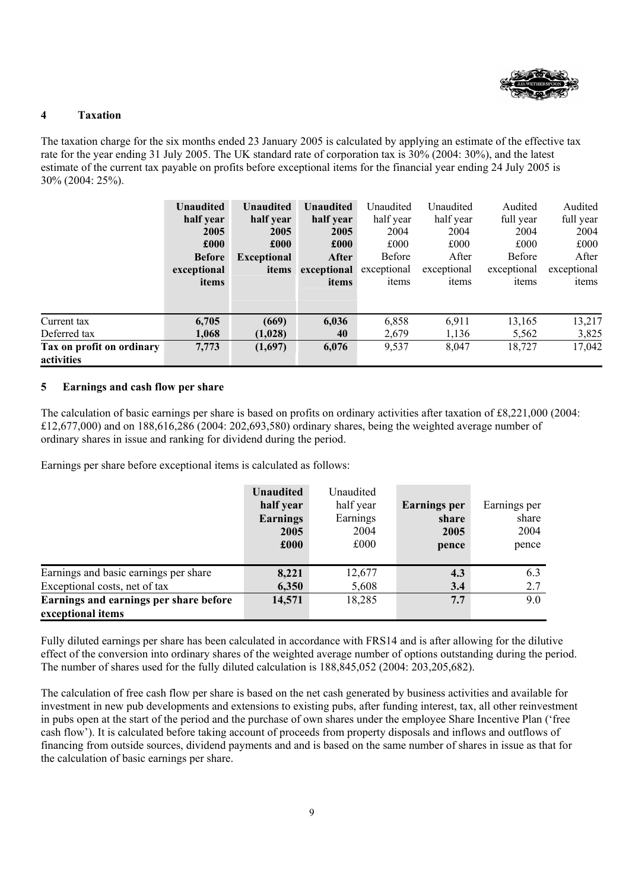## 4 Taxation

The taxation charge for the six months ended 23 January 2005 is calculated by applying an estimate of the effective tax rate for the year ending 31 July 2005. The UK standard rate of corporation tax is 30% (2004: 30%), and the latest estimate of the current tax payable on profits before exceptional items for the financial year ending 24 July 2005 is 30% (2004: 25%).

| | **Unaudited half year 2005 £000 Before exceptional items** | **Unaudited half year 2005 £000 Exceptional items** | **Unaudited half year 2005 £000 After exceptional items** | Unaudited half year 2004 £000 Before exceptional items | Unaudited half year 2004 £000 After exceptional items | Audited full year 2004 £000 Before exceptional items | Audited full year 2004 £000 After exceptional items |
|---|---|---|---|---|---|---|---|
| Current tax | **6,705** | **(669)** | **6,036** | 6,858 | 6,911 | 13,165 | 13,217 |
| Deferred tax | **1,068** | **(1,028)** | **40** | 2,679 | 1,136 | 5,562 | 3,825 |
| **Tax on profit on ordinary activities** | **7,773** | **(1,697)** | **6,076** | 9,537 | 8,047 | 18,727 | 17,042 |

## 5 Earnings and cash flow per share

The calculation of basic earnings per share is based on profits on ordinary activities after taxation of £8,221,000 (2004: £12,677,000) and on 188,616,286 (2004: 202,693,580) ordinary shares, being the weighted average number of ordinary shares in issue and ranking for dividend during the period.

Earnings per share before exceptional items is calculated as follows:

| | **Unaudited half year Earnings 2005 £000** | Unaudited half year Earnings 2004 £000 | **Earnings per share 2005 pence** | Earnings per share 2004 pence |
|---|---|---|---|---|
| Earnings and basic earnings per share | **8,221** | 12,677 | **4.3** | 6.3 |
| Exceptional costs, net of tax | **6,350** | 5,608 | **3.4** | 2.7 |
| **Earnings and earnings per share before exceptional items** | **14,571** | 18,285 | **7.7** | 9.0 |

Fully diluted earnings per share has been calculated in accordance with FRS14 and is after allowing for the dilutive effect of the conversion into ordinary shares of the weighted average number of options outstanding during the period. The number of shares used for the fully diluted calculation is 188,845,052 (2004: 203,205,682).

The calculation of free cash flow per share is based on the net cash generated by business activities and available for investment in new pub developments and extensions to existing pubs, after funding interest, tax, all other reinvestment in pubs open at the start of the period and the purchase of own shares under the employee Share Incentive Plan ('free cash flow'). It is calculated before taking account of proceeds from property disposals and inflows and outflows of financing from outside sources, dividend payments and and is based on the same number of shares in issue as that for the calculation of basic earnings per share.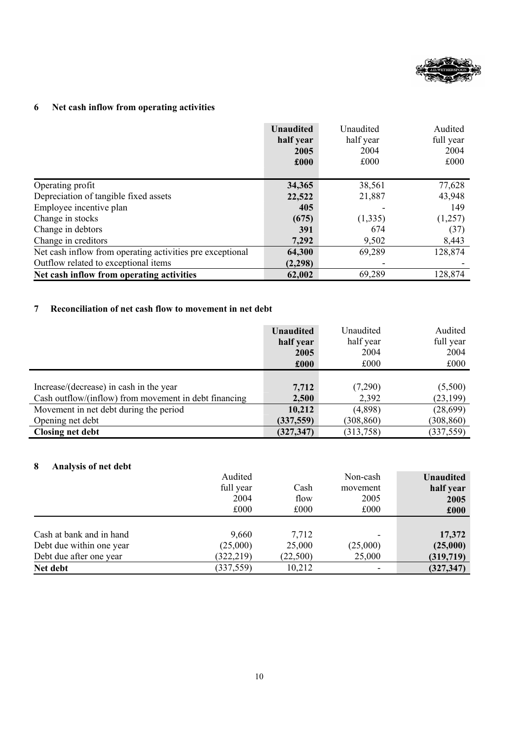## 6 Net cash inflow from operating activities

| | **Unaudited half year 2005 £000** | Unaudited half year 2004 £000 | Audited full year 2004 £000 |
|---|---|---|---|
| Operating profit | **34,365** | 38,561 | 77,628 |
| Depreciation of tangible fixed assets | **22,522** | 21,887 | 43,948 |
| Employee incentive plan | **405** | - | 149 |
| Change in stocks | **(675)** | (1,335) | (1,257) |
| Change in debtors | **391** | 674 | (37) |
| Change in creditors | **7,292** | 9,502 | 8,443 |
| Net cash inflow from operating activities pre exceptional | **64,300** | 69,289 | 128,874 |
| Outflow related to exceptional items | **(2,298)** | - | - |
| **Net cash inflow from operating activities** | **62,002** | 69,289 | 128,874 |

## 7 Reconciliation of net cash flow to movement in net debt

| | **Unaudited half year 2005 £000** | Unaudited half year 2004 £000 | Audited full year 2004 £000 |
|---|---|---|---|
| Increase/(decrease) in cash in the year | **7,712** | (7,290) | (5,500) |
| Cash outflow/(inflow) from movement in debt financing | **2,500** | 2,392 | (23,199) |
| Movement in net debt during the period | **10,212** | (4,898) | (28,699) |
| Opening net debt | **(337,559)** | (308,860) | (308,860) |
| **Closing net debt** | **(327,347)** | (313,758) | (337,559) |

## 8 Analysis of net debt

| | Audited full year 2004 £000 | Cash flow £000 | Non-cash movement 2005 £000 | **Unaudited half year 2005 £000** |
|---|---|---|---|---|
| Cash at bank and in hand | 9,660 | 7,712 | - | **17,372** |
| Debt due within one year | (25,000) | 25,000 | (25,000) | **(25,000)** |
| Debt due after one year | (322,219) | (22,500) | 25,000 | **(319,719)** |
| **Net debt** | (337,559) | 10,212 | - | **(327,347)** |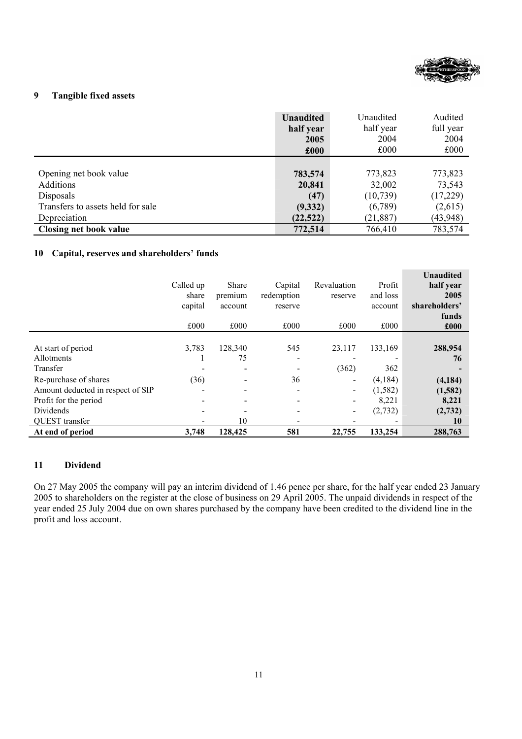## 9 Tangible fixed assets

| | **Unaudited half year 2005 £000** | Unaudited half year 2004 £000 | Audited full year 2004 £000 |
|---|---|---|---|
| Opening net book value | **783,574** | 773,823 | 773,823 |
| Additions | **20,841** | 32,002 | 73,543 |
| Disposals | **(47)** | (10,739) | (17,229) |
| Transfers to assets held for sale | **(9,332)** | (6,789) | (2,615) |
| Depreciation | **(22,522)** | (21,887) | (43,948) |
| **Closing net book value** | **772,514** | 766,410 | 783,574 |

## 10 Capital, reserves and shareholders' funds

| | Called up share capital £000 | Share premium account £000 | Capital redemption reserve £000 | Revaluation reserve £000 | Profit and loss account £000 | **Unaudited half year 2005 shareholders' funds £000** |
|---|---|---|---|---|---|---|
| At start of period | 3,783 | 128,340 | 545 | 23,117 | 133,169 | **288,954** |
| Allotments | 1 | 75 | - | - | - | **76** |
| Transfer | - | - | - | (362) | 362 | **-** |
| Re-purchase of shares | (36) | - | 36 | - | (4,184) | **(4,184)** |
| Amount deducted in respect of SIP | - | - | - | - | (1,582) | **(1,582)** |
| Profit for the period | - | - | - | - | 8,221 | **8,221** |
| Dividends | - | - | - | - | (2,732) | **(2,732)** |
| QUEST transfer | - | 10 | - | - | - | **10** |
| **At end of period** | **3,748** | **128,425** | **581** | **22,755** | **133,254** | **288,763** |

## 11 Dividend

On 27 May 2005 the company will pay an interim dividend of 1.46 pence per share, for the half year ended 23 January 2005 to shareholders on the register at the close of business on 29 April 2005. The unpaid dividends in respect of the year ended 25 July 2004 due on own shares purchased by the company have been credited to the dividend line in the profit and loss account.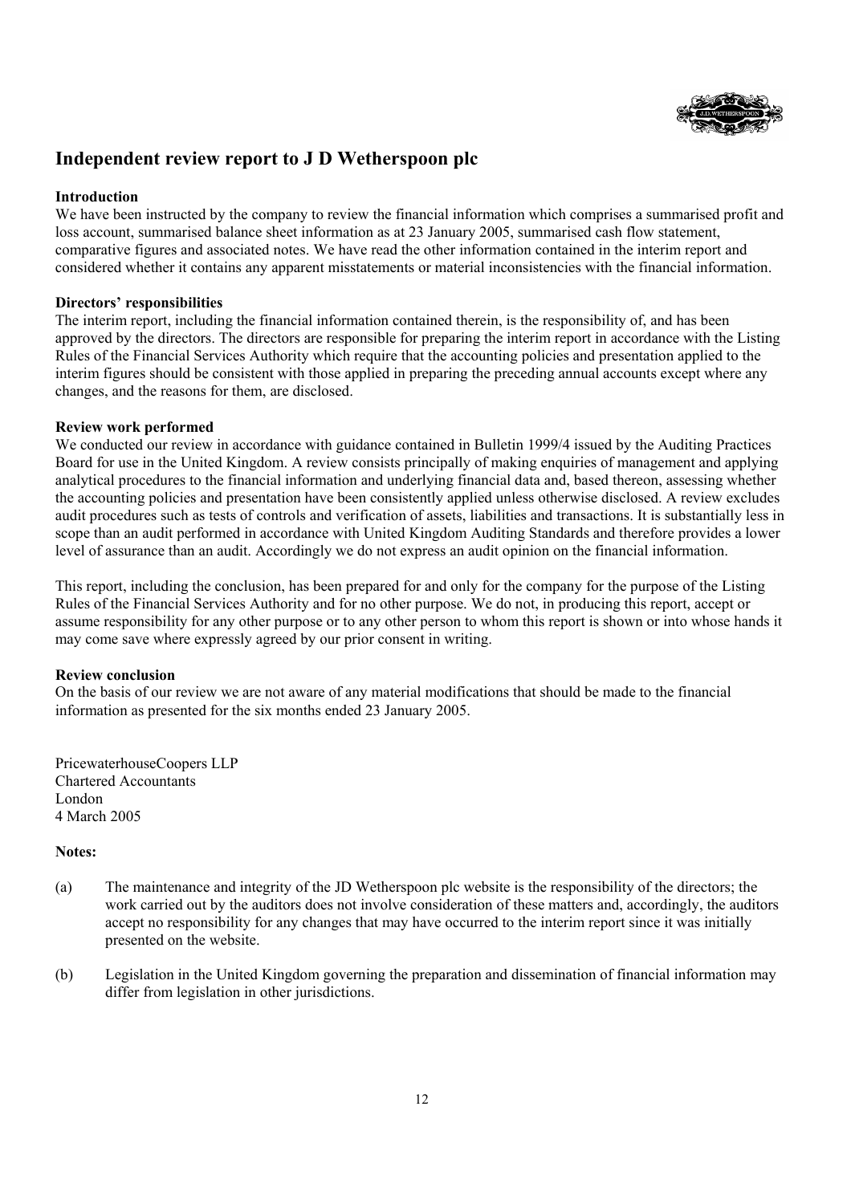# Independent review report to J D Wetherspoon plc

**Introduction**

We have been instructed by the company to review the financial information which comprises a summarised profit and loss account, summarised balance sheet information as at 23 January 2005, summarised cash flow statement, comparative figures and associated notes. We have read the other information contained in the interim report and considered whether it contains any apparent misstatements or material inconsistencies with the financial information.

**Directors' responsibilities**

The interim report, including the financial information contained therein, is the responsibility of, and has been approved by the directors. The directors are responsible for preparing the interim report in accordance with the Listing Rules of the Financial Services Authority which require that the accounting policies and presentation applied to the interim figures should be consistent with those applied in preparing the preceding annual accounts except where any changes, and the reasons for them, are disclosed.

**Review work performed**

We conducted our review in accordance with guidance contained in Bulletin 1999/4 issued by the Auditing Practices Board for use in the United Kingdom. A review consists principally of making enquiries of management and applying analytical procedures to the financial information and underlying financial data and, based thereon, assessing whether the accounting policies and presentation have been consistently applied unless otherwise disclosed. A review excludes audit procedures such as tests of controls and verification of assets, liabilities and transactions. It is substantially less in scope than an audit performed in accordance with United Kingdom Auditing Standards and therefore provides a lower level of assurance than an audit. Accordingly we do not express an audit opinion on the financial information.

This report, including the conclusion, has been prepared for and only for the company for the purpose of the Listing Rules of the Financial Services Authority and for no other purpose. We do not, in producing this report, accept or assume responsibility for any other purpose or to any other person to whom this report is shown or into whose hands it may come save where expressly agreed by our prior consent in writing.

**Review conclusion**

On the basis of our review we are not aware of any material modifications that should be made to the financial information as presented for the six months ended 23 January 2005.

PricewaterhouseCoopers LLP
Chartered Accountants
London
4 March 2005

**Notes:**

(a) The maintenance and integrity of the JD Wetherspoon plc website is the responsibility of the directors; the work carried out by the auditors does not involve consideration of these matters and, accordingly, the auditors accept no responsibility for any changes that may have occurred to the interim report since it was initially presented on the website.

(b) Legislation in the United Kingdom governing the preparation and dissemination of financial information may differ from legislation in other jurisdictions.